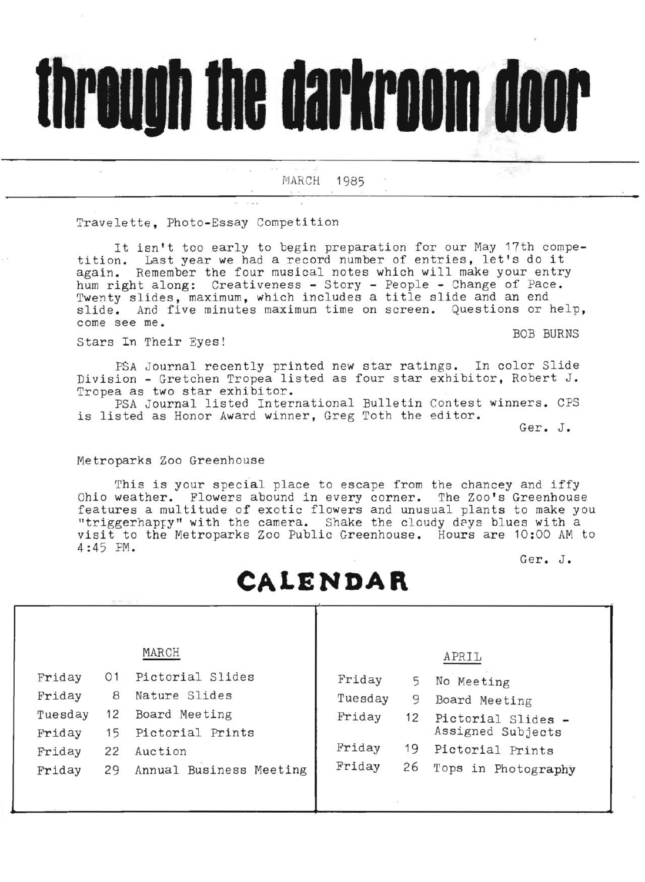# through the darkroom door

MARCH 1985

## Travelette, Photo-Essay Competition

It isn't too early to begin preparation for our May 17th competition. Last year we had a record number of entries, let's do it again. Remember the four musical notes which will make your entry hum right along: Creativeness - Story - People - Change of Pace. Twenty slides, maximum, which includes a title slide and an end slide. And five minutes maximum time on screen. Questions or help, come see me.

BOB BURNS

## Stars In Their Eyes!

PSA Journal recently printed new star ratings. In color Slide Division - Gretchen Tropea listed as four star exhibitor, Robert J. Tropea as two star exhibitor.

PSA Journal listed International Bulletin Contest winners. CPS is listed as Honor Award winner, Greg Toth the editor.

Ger. J.

## Metroparks Zoo Greenhouse

This is your special place to escape from the chancey and iffy Ohio weather. Flowers abound in every corner. The Zoo's Greenhouse features a multitude of exotic flowers and unusual plants to make you "triggerhappy" with the camera. Shake the cloudy days blues with a visit to the Metroparks Zoo Public Greenhouse. Hours are 10:00 AM to 4:45 PM.

Ger. J.

# CALENDAR

### MARCH

| | | |
|---|---|---|
| Friday | 01 | Pictorial Slides |
| Friday | 8 | Nature Slides |
| Tuesday | 12 | Board Meeting |
| Friday | 15 | Pictorial Prints |
| Friday | 22 | Auction |
| Friday | 29 | Annual Business Meeting |

### APRIL

| | | |
|---|---|---|
| Friday | 5 | No Meeting |
| Tuesday | 9 | Board Meeting |
| Friday | 12 | Pictorial Slides - Assigned Subjects |
| Friday | 19 | Pictorial Prints |
| Friday | 26 | Tops in Photography |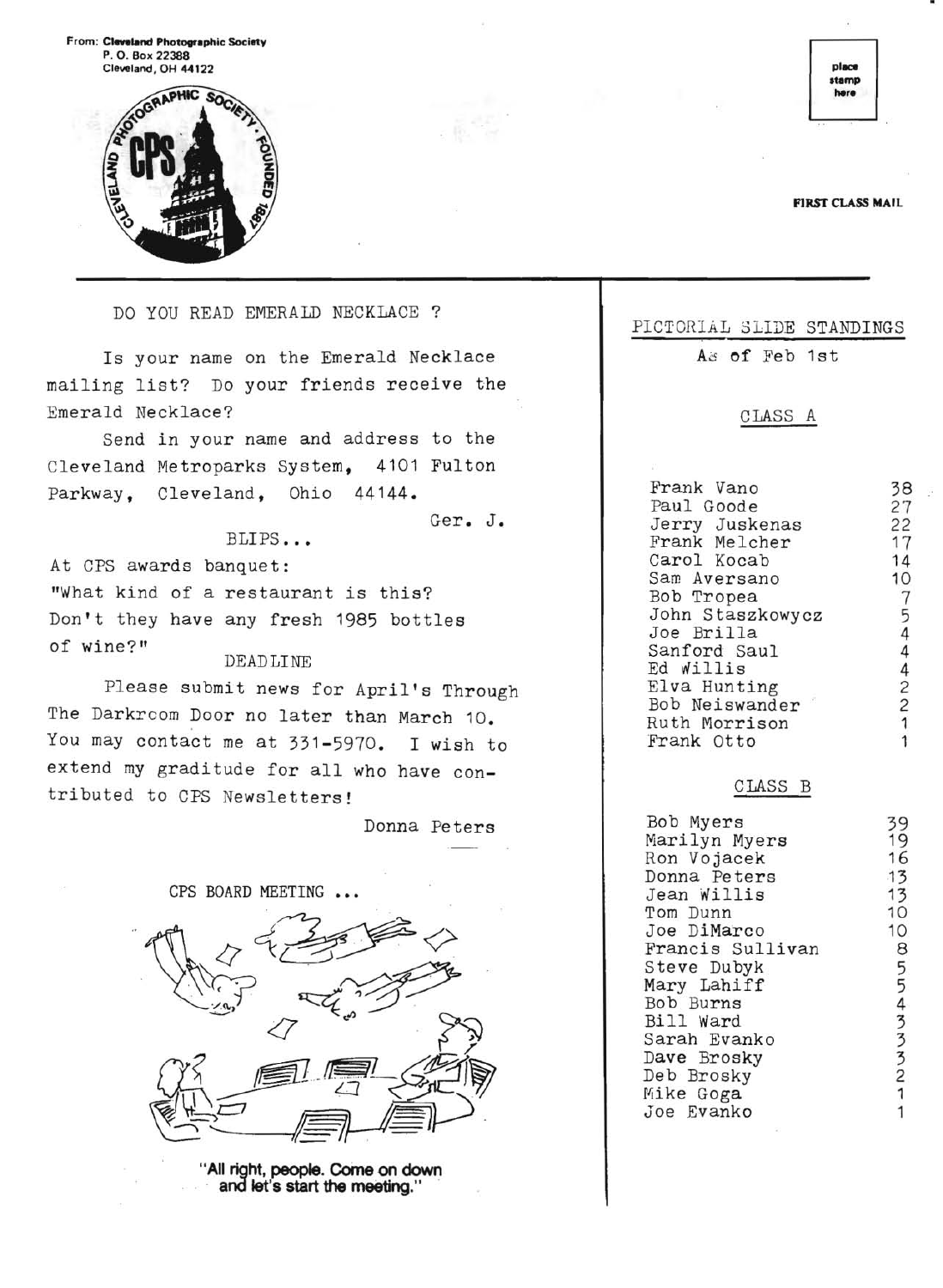From: Cleveland Photographic Society
P. O. Box 22388
Cleveland, OH 44122

place stamp here

FIRST CLASS MAIL

## DO YOU READ EMERALD NECKLACE ?

Is your name on the Emerald Necklace mailing list? Do your friends receive the Emerald Necklace?

Send in your name and address to the Cleveland Metroparks System, 4101 Fulton Parkway, Cleveland, Ohio 44144.

Ger. J.

## BLIPS...

At CPS awards banquet:
"What kind of a restaurant is this? Don't they have any fresh 1985 bottles of wine?"

## DEADLINE

Please submit news for April's Through The Darkroom Door no later than March 10. You may contact me at 331-5970. I wish to extend my graditude for all who have contributed to CPS Newsletters!

Donna Peters

## CPS BOARD MEETING ...

"All right, people. Come on down and let's start the meeting."

## PICTORIAL SLIDE STANDINGS

As of Feb 1st

### CLASS A

| | |
|---|---|
| Frank Vano | 38 |
| Paul Goode | 27 |
| Jerry Juskenas | 22 |
| Frank Melcher | 17 |
| Carol Kocab | 14 |
| Sam Aversano | 10 |
| Bob Tropea | 7 |
| John Staszkowycz | 5 |
| Joe Brilla | 4 |
| Sanford Saul | 4 |
| Ed Willis | 4 |
| Elva Hunting | 2 |
| Bob Neiswander | 2 |
| Ruth Morrison | 1 |
| Frank Otto | 1 |

### CLASS B

| | |
|---|---|
| Bob Myers | 39 |
| Marilyn Myers | 19 |
| Ron Vojacek | 16 |
| Donna Peters | 13 |
| Jean Willis | 13 |
| Tom Dunn | 10 |
| Joe DiMarco | 10 |
| Francis Sullivan | 8 |
| Steve Dubyk | 5 |
| Mary Lahiff | 5 |
| Bob Burns | 4 |
| Bill Ward | 3 |
| Sarah Evanko | 3 |
| Dave Brosky | 3 |
| Deb Brosky | 2 |
| Mike Goga | 1 |
| Joe Evanko | 1 |